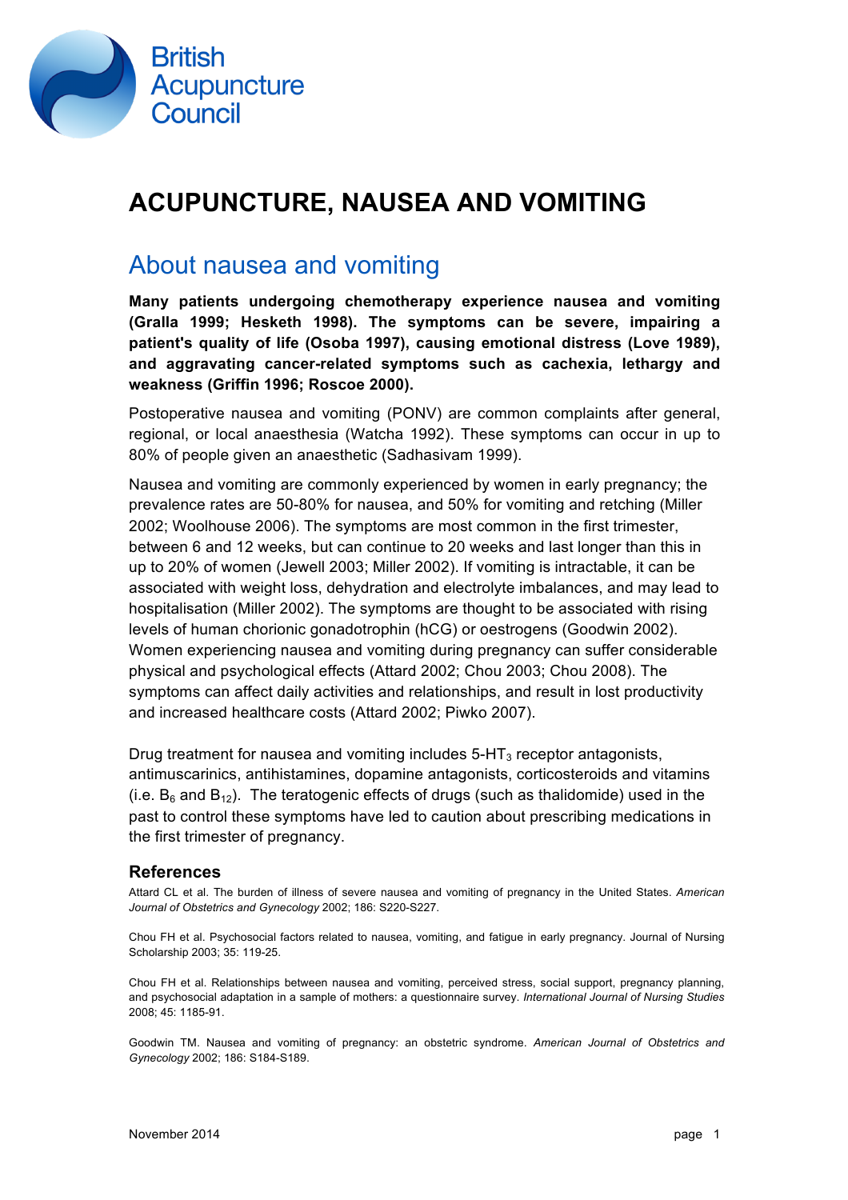British Acupuncture Council

# ACUPUNCTURE, NAUSEA AND VOMITING

## About nausea and vomiting

**Many patients undergoing chemotherapy experience nausea and vomiting (Gralla 1999; Hesketh 1998). The symptoms can be severe, impairing a patient's quality of life (Osoba 1997), causing emotional distress (Love 1989), and aggravating cancer-related symptoms such as cachexia, lethargy and weakness (Griffin 1996; Roscoe 2000).**

Postoperative nausea and vomiting (PONV) are common complaints after general, regional, or local anaesthesia (Watcha 1992). These symptoms can occur in up to 80% of people given an anaesthetic (Sadhasivam 1999).

Nausea and vomiting are commonly experienced by women in early pregnancy; the prevalence rates are 50-80% for nausea, and 50% for vomiting and retching (Miller 2002; Woolhouse 2006). The symptoms are most common in the first trimester, between 6 and 12 weeks, but can continue to 20 weeks and last longer than this in up to 20% of women (Jewell 2003; Miller 2002). If vomiting is intractable, it can be associated with weight loss, dehydration and electrolyte imbalances, and may lead to hospitalisation (Miller 2002). The symptoms are thought to be associated with rising levels of human chorionic gonadotrophin (hCG) or oestrogens (Goodwin 2002). Women experiencing nausea and vomiting during pregnancy can suffer considerable physical and psychological effects (Attard 2002; Chou 2003; Chou 2008). The symptoms can affect daily activities and relationships, and result in lost productivity and increased healthcare costs (Attard 2002; Piwko 2007).

Drug treatment for nausea and vomiting includes 5-$HT_3$ receptor antagonists, antimuscarinics, antihistamines, dopamine antagonists, corticosteroids and vitamins (i.e. $B_6$ and $B_{12}$). The teratogenic effects of drugs (such as thalidomide) used in the past to control these symptoms have led to caution about prescribing medications in the first trimester of pregnancy.

### References

Attard CL et al. The burden of illness of severe nausea and vomiting of pregnancy in the United States. *American Journal of Obstetrics and Gynecology* 2002; 186: S220-S227.

Chou FH et al. Psychosocial factors related to nausea, vomiting, and fatigue in early pregnancy. Journal of Nursing Scholarship 2003; 35: 119-25.

Chou FH et al. Relationships between nausea and vomiting, perceived stress, social support, pregnancy planning, and psychosocial adaptation in a sample of mothers: a questionnaire survey. *International Journal of Nursing Studies* 2008; 45: 1185-91.

Goodwin TM. Nausea and vomiting of pregnancy: an obstetric syndrome. *American Journal of Obstetrics and Gynecology* 2002; 186: S184-S189.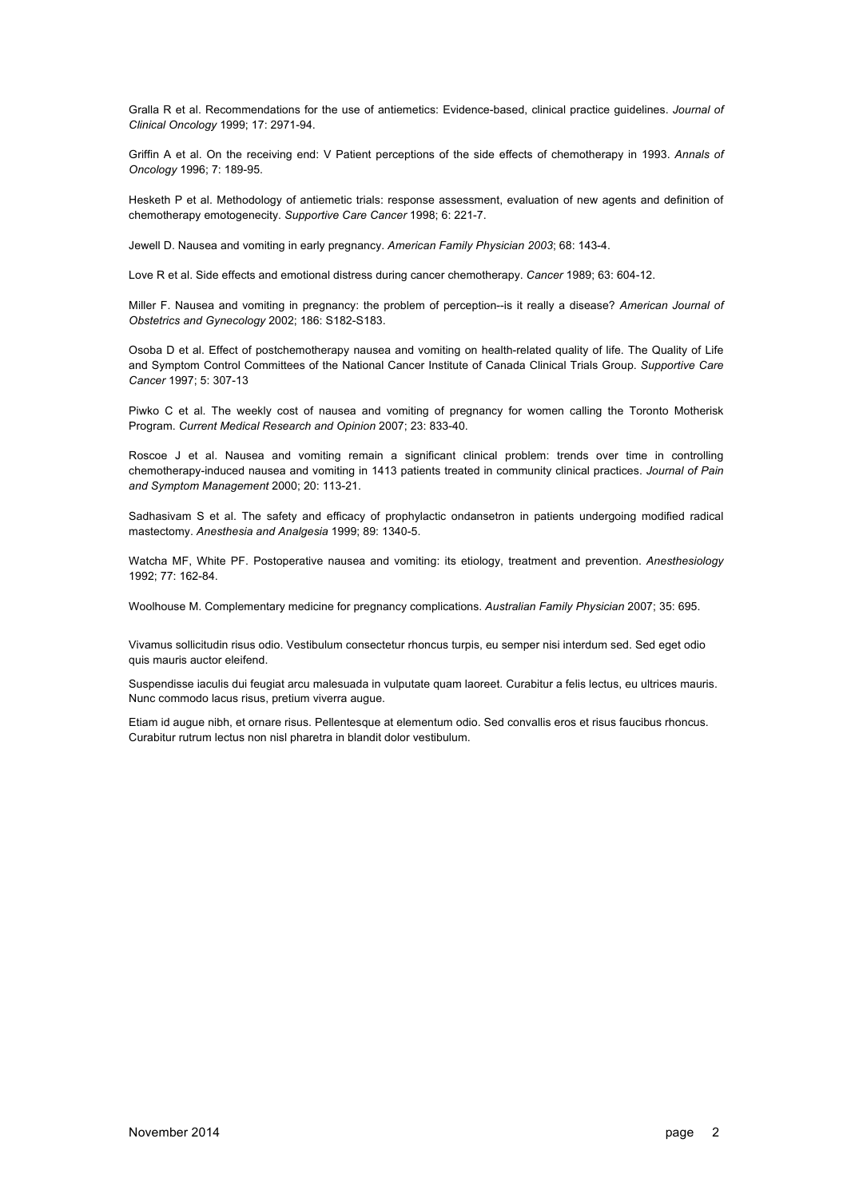Gralla R et al. Recommendations for the use of antiemetics: Evidence-based, clinical practice guidelines. *Journal of Clinical Oncology* 1999; 17: 2971-94.

Griffin A et al. On the receiving end: V Patient perceptions of the side effects of chemotherapy in 1993. *Annals of Oncology* 1996; 7: 189-95.

Hesketh P et al. Methodology of antiemetic trials: response assessment, evaluation of new agents and definition of chemotherapy emotogenecity. *Supportive Care Cancer* 1998; 6: 221-7.

Jewell D. Nausea and vomiting in early pregnancy. *American Family Physician 2003*; 68: 143-4.

Love R et al. Side effects and emotional distress during cancer chemotherapy. *Cancer* 1989; 63: 604-12.

Miller F. Nausea and vomiting in pregnancy: the problem of perception--is it really a disease? *American Journal of Obstetrics and Gynecology* 2002; 186: S182-S183.

Osoba D et al. Effect of postchemotherapy nausea and vomiting on health-related quality of life. The Quality of Life and Symptom Control Committees of the National Cancer Institute of Canada Clinical Trials Group. *Supportive Care Cancer* 1997; 5: 307-13

Piwko C et al. The weekly cost of nausea and vomiting of pregnancy for women calling the Toronto Motherisk Program. *Current Medical Research and Opinion* 2007; 23: 833-40.

Roscoe J et al. Nausea and vomiting remain a significant clinical problem: trends over time in controlling chemotherapy-induced nausea and vomiting in 1413 patients treated in community clinical practices. *Journal of Pain and Symptom Management* 2000; 20: 113-21.

Sadhasivam S et al. The safety and efficacy of prophylactic ondansetron in patients undergoing modified radical mastectomy. *Anesthesia and Analgesia* 1999; 89: 1340-5.

Watcha MF, White PF. Postoperative nausea and vomiting: its etiology, treatment and prevention. *Anesthesiology* 1992; 77: 162-84.

Woolhouse M. Complementary medicine for pregnancy complications. *Australian Family Physician* 2007; 35: 695.

Vivamus sollicitudin risus odio. Vestibulum consectetur rhoncus turpis, eu semper nisi interdum sed. Sed eget odio quis mauris auctor eleifend.

Suspendisse iaculis dui feugiat arcu malesuada in vulputate quam laoreet. Curabitur a felis lectus, eu ultrices mauris. Nunc commodo lacus risus, pretium viverra augue.

Etiam id augue nibh, et ornare risus. Pellentesque at elementum odio. Sed convallis eros et risus faucibus rhoncus. Curabitur rutrum lectus non nisl pharetra in blandit dolor vestibulum.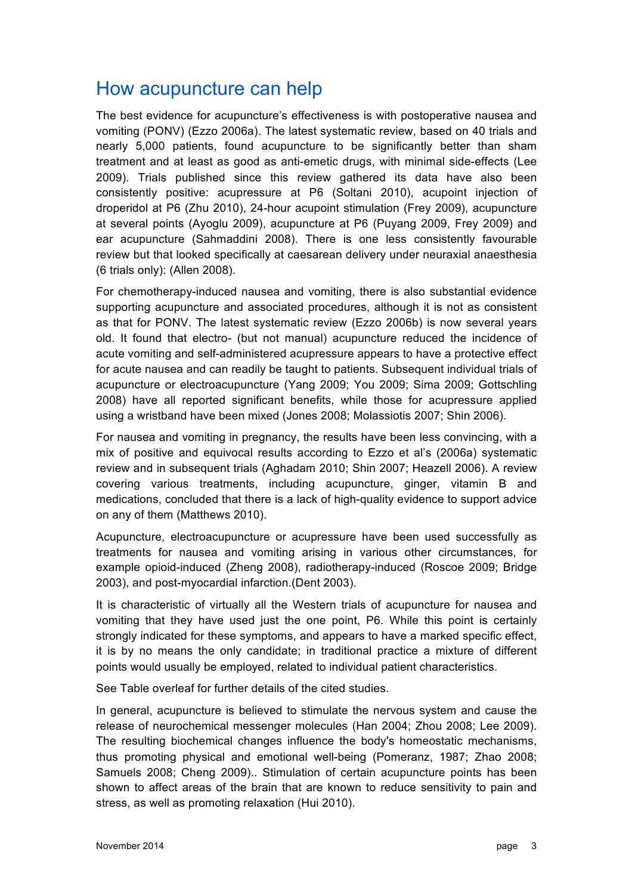## How acupuncture can help

The best evidence for acupuncture's effectiveness is with postoperative nausea and vomiting (PONV) (Ezzo 2006a). The latest systematic review, based on 40 trials and nearly 5,000 patients, found acupuncture to be significantly better than sham treatment and at least as good as anti-emetic drugs, with minimal side-effects (Lee 2009). Trials published since this review gathered its data have also been consistently positive: acupressure at P6 (Soltani 2010), acupoint injection of droperidol at P6 (Zhu 2010), 24-hour acupoint stimulation (Frey 2009), acupuncture at several points (Ayoglu 2009), acupuncture at P6 (Puyang 2009, Frey 2009) and ear acupuncture (Sahmaddini 2008). There is one less consistently favourable review but that looked specifically at caesarean delivery under neuraxial anaesthesia (6 trials only): (Allen 2008).

For chemotherapy-induced nausea and vomiting, there is also substantial evidence supporting acupuncture and associated procedures, although it is not as consistent as that for PONV. The latest systematic review (Ezzo 2006b) is now several years old. It found that electro- (but not manual) acupuncture reduced the incidence of acute vomiting and self-administered acupressure appears to have a protective effect for acute nausea and can readily be taught to patients. Subsequent individual trials of acupuncture or electroacupuncture (Yang 2009; You 2009; Sima 2009; Gottschling 2008) have all reported significant benefits, while those for acupressure applied using a wristband have been mixed (Jones 2008; Molassiotis 2007; Shin 2006).

For nausea and vomiting in pregnancy, the results have been less convincing, with a mix of positive and equivocal results according to Ezzo et al's (2006a) systematic review and in subsequent trials (Aghadam 2010; Shin 2007; Heazell 2006). A review covering various treatments, including acupuncture, ginger, vitamin B and medications, concluded that there is a lack of high-quality evidence to support advice on any of them (Matthews 2010).

Acupuncture, electroacupuncture or acupressure have been used successfully as treatments for nausea and vomiting arising in various other circumstances, for example opioid-induced (Zheng 2008), radiotherapy-induced (Roscoe 2009; Bridge 2003), and post-myocardial infarction.(Dent 2003).

It is characteristic of virtually all the Western trials of acupuncture for nausea and vomiting that they have used just the one point, P6. While this point is certainly strongly indicated for these symptoms, and appears to have a marked specific effect, it is by no means the only candidate; in traditional practice a mixture of different points would usually be employed, related to individual patient characteristics.

See Table overleaf for further details of the cited studies.

In general, acupuncture is believed to stimulate the nervous system and cause the release of neurochemical messenger molecules (Han 2004; Zhou 2008; Lee 2009). The resulting biochemical changes influence the body's homeostatic mechanisms, thus promoting physical and emotional well-being (Pomeranz, 1987; Zhao 2008; Samuels 2008; Cheng 2009).. Stimulation of certain acupuncture points has been shown to affect areas of the brain that are known to reduce sensitivity to pain and stress, as well as promoting relaxation (Hui 2010).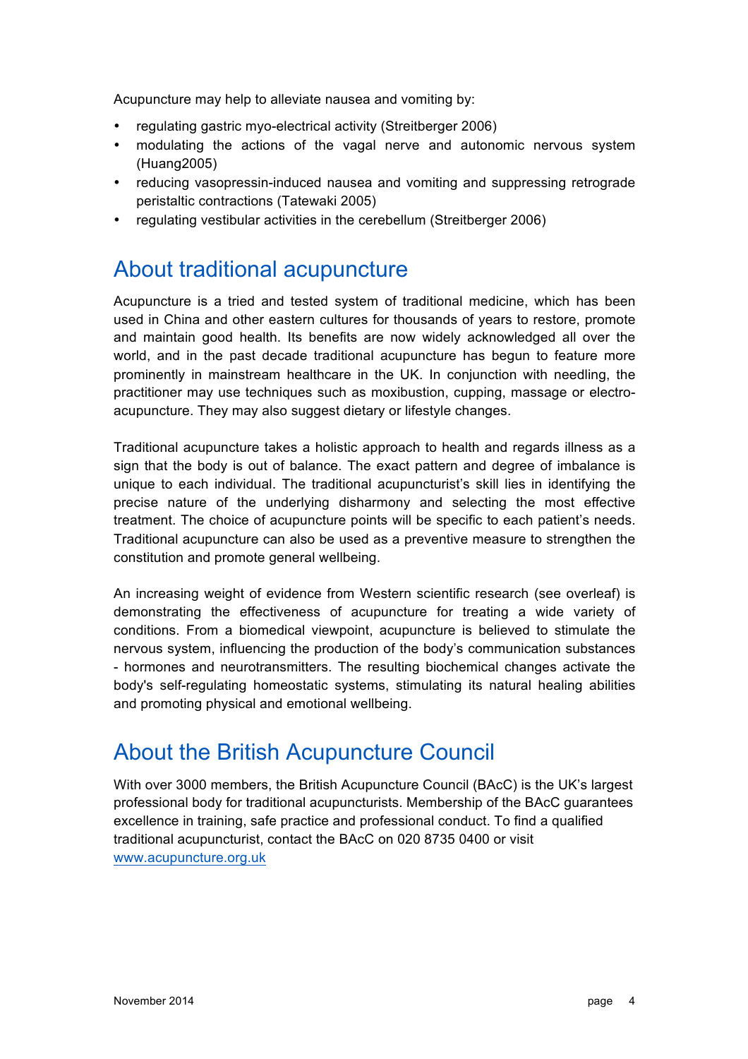Acupuncture may help to alleviate nausea and vomiting by:

- regulating gastric myo-electrical activity (Streitberger 2006)
- modulating the actions of the vagal nerve and autonomic nervous system (Huang2005)
- reducing vasopressin-induced nausea and vomiting and suppressing retrograde peristaltic contractions (Tatewaki 2005)
- regulating vestibular activities in the cerebellum (Streitberger 2006)

## About traditional acupuncture

Acupuncture is a tried and tested system of traditional medicine, which has been used in China and other eastern cultures for thousands of years to restore, promote and maintain good health. Its benefits are now widely acknowledged all over the world, and in the past decade traditional acupuncture has begun to feature more prominently in mainstream healthcare in the UK. In conjunction with needling, the practitioner may use techniques such as moxibustion, cupping, massage or electro-acupuncture. They may also suggest dietary or lifestyle changes.

Traditional acupuncture takes a holistic approach to health and regards illness as a sign that the body is out of balance. The exact pattern and degree of imbalance is unique to each individual. The traditional acupuncturist's skill lies in identifying the precise nature of the underlying disharmony and selecting the most effective treatment. The choice of acupuncture points will be specific to each patient's needs. Traditional acupuncture can also be used as a preventive measure to strengthen the constitution and promote general wellbeing.

An increasing weight of evidence from Western scientific research (see overleaf) is demonstrating the effectiveness of acupuncture for treating a wide variety of conditions. From a biomedical viewpoint, acupuncture is believed to stimulate the nervous system, influencing the production of the body's communication substances - hormones and neurotransmitters. The resulting biochemical changes activate the body's self-regulating homeostatic systems, stimulating its natural healing abilities and promoting physical and emotional wellbeing.

## About the British Acupuncture Council

With over 3000 members, the British Acupuncture Council (BAcC) is the UK's largest professional body for traditional acupuncturists. Membership of the BAcC guarantees excellence in training, safe practice and professional conduct. To find a qualified traditional acupuncturist, contact the BAcC on 020 8735 0400 or visit www.acupuncture.org.uk

November 2014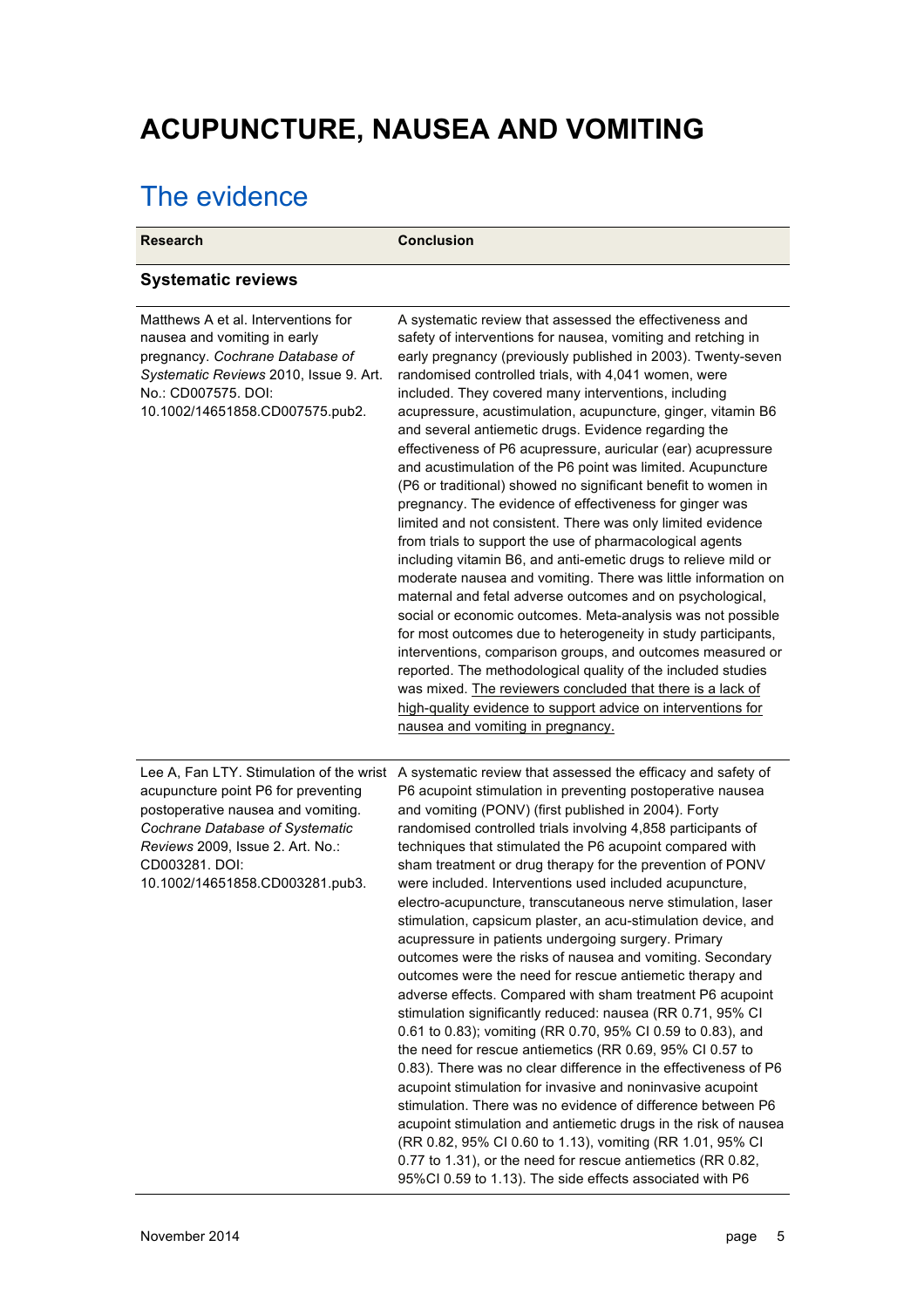# ACUPUNCTURE, NAUSEA AND VOMITING

## The evidence

| Research | Conclusion |
|---|---|
| **Systematic reviews** | |
| Matthews A et al. Interventions for nausea and vomiting in early pregnancy. *Cochrane Database of Systematic Reviews* 2010, Issue 9. Art. No.: CD007575. DOI: 10.1002/14651858.CD007575.pub2. | A systematic review that assessed the effectiveness and safety of interventions for nausea, vomiting and retching in early pregnancy (previously published in 2003). Twenty-seven randomised controlled trials, with 4,041 women, were included. They covered many interventions, including acupressure, acustimulation, acupuncture, ginger, vitamin B6 and several antiemetic drugs. Evidence regarding the effectiveness of P6 acupressure, auricular (ear) acupressure and acustimulation of the P6 point was limited. Acupuncture (P6 or traditional) showed no significant benefit to women in pregnancy. The evidence of effectiveness for ginger was limited and not consistent. There was only limited evidence from trials to support the use of pharmacological agents including vitamin B6, and anti-emetic drugs to relieve mild or moderate nausea and vomiting. There was little information on maternal and fetal adverse outcomes and on psychological, social or economic outcomes. Meta-analysis was not possible for most outcomes due to heterogeneity in study participants, interventions, comparison groups, and outcomes measured or reported. The methodological quality of the included studies was mixed. The reviewers concluded that there is a lack of high-quality evidence to support advice on interventions for nausea and vomiting in pregnancy. |
| Lee A, Fan LTY. Stimulation of the wrist acupuncture point P6 for preventing postoperative nausea and vomiting. *Cochrane Database of Systematic Reviews* 2009, Issue 2. Art. No.: CD003281. DOI: 10.1002/14651858.CD003281.pub3. | A systematic review that assessed the efficacy and safety of P6 acupoint stimulation in preventing postoperative nausea and vomiting (PONV) (first published in 2004). Forty randomised controlled trials involving 4,858 participants of techniques that stimulated the P6 acupoint compared with sham treatment or drug therapy for the prevention of PONV were included. Interventions used included acupuncture, electro-acupuncture, transcutaneous nerve stimulation, laser stimulation, capsicum plaster, an acu-stimulation device, and acupressure in patients undergoing surgery. Primary outcomes were the risks of nausea and vomiting. Secondary outcomes were the need for rescue antiemetic therapy and adverse effects. Compared with sham treatment P6 acupoint stimulation significantly reduced: nausea (RR 0.71, 95% CI 0.61 to 0.83); vomiting (RR 0.70, 95% CI 0.59 to 0.83), and the need for rescue antiemetics (RR 0.69, 95% CI 0.57 to 0.83). There was no clear difference in the effectiveness of P6 acupoint stimulation for invasive and noninvasive acupoint stimulation. There was no evidence of difference between P6 acupoint stimulation and antiemetic drugs in the risk of nausea (RR 0.82, 95% CI 0.60 to 1.13), vomiting (RR 1.01, 95% CI 0.77 to 1.31), or the need for rescue antiemetics (RR 0.82, 95%CI 0.59 to 1.13). The side effects associated with P6 |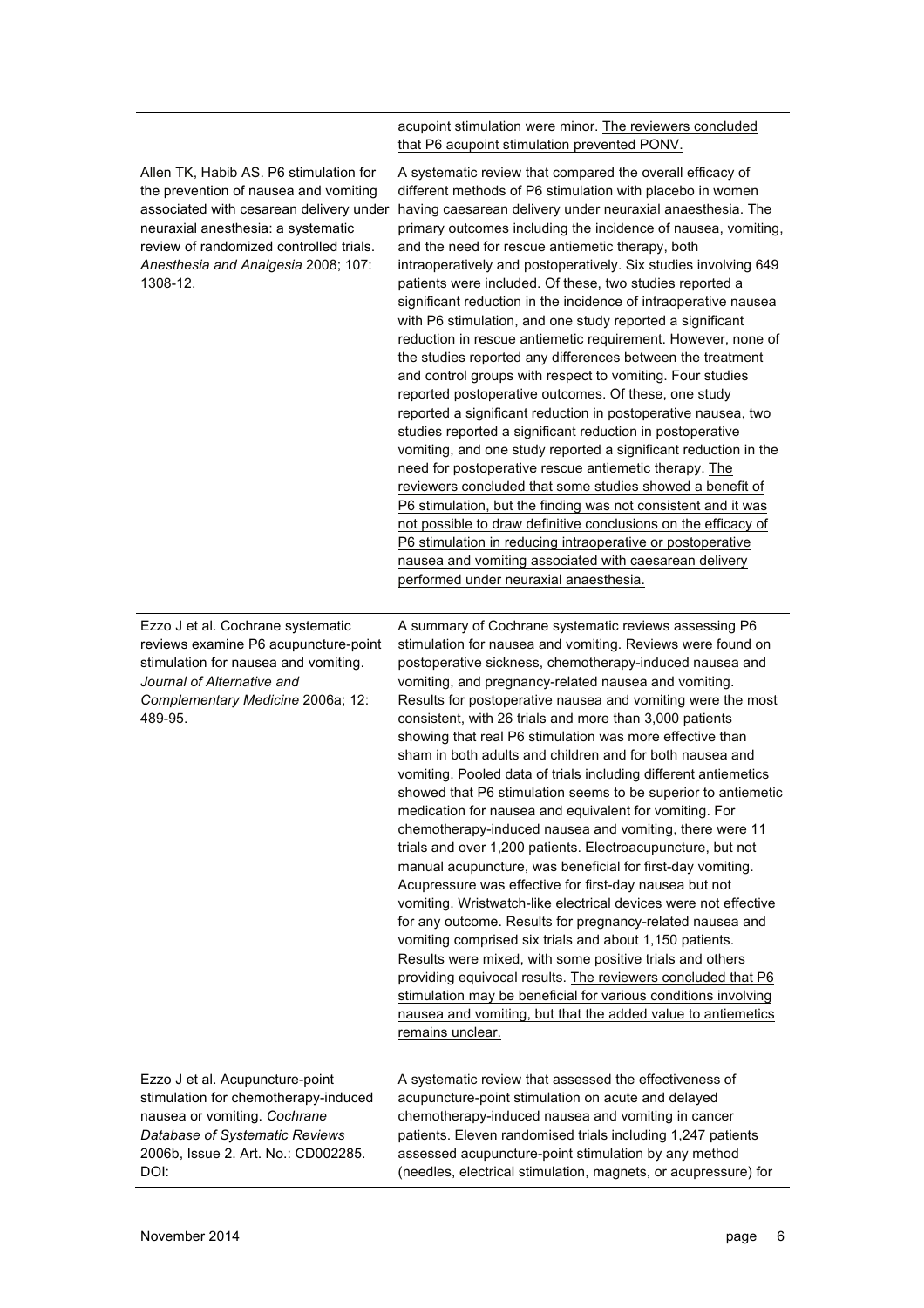| | |
|---|---|
| | acupoint stimulation were minor. <u>The reviewers concluded that P6 acupoint stimulation prevented PONV.</u> |
| Allen TK, Habib AS. P6 stimulation for the prevention of nausea and vomiting associated with cesarean delivery under neuraxial anesthesia: a systematic review of randomized controlled trials. *Anesthesia and Analgesia* 2008; 107: 1308-12. | A systematic review that compared the overall efficacy of different methods of P6 stimulation with placebo in women having caesarean delivery under neuraxial anaesthesia. The primary outcomes including the incidence of nausea, vomiting, and the need for rescue antiemetic therapy, both intraoperatively and postoperatively. Six studies involving 649 patients were included. Of these, two studies reported a significant reduction in the incidence of intraoperative nausea with P6 stimulation, and one study reported a significant reduction in rescue antiemetic requirement. However, none of the studies reported any differences between the treatment and control groups with respect to vomiting. Four studies reported postoperative outcomes. Of these, one study reported a significant reduction in postoperative nausea, two studies reported a significant reduction in postoperative vomiting, and one study reported a significant reduction in the need for postoperative rescue antiemetic therapy. <u>The reviewers concluded that some studies showed a benefit of P6 stimulation, but the finding was not consistent and it was not possible to draw definitive conclusions on the efficacy of P6 stimulation in reducing intraoperative or postoperative nausea and vomiting associated with caesarean delivery performed under neuraxial anaesthesia.</u> |
| Ezzo J et al. Cochrane systematic reviews examine P6 acupuncture-point stimulation for nausea and vomiting. *Journal of Alternative and Complementary Medicine* 2006a; 12: 489-95. | A summary of Cochrane systematic reviews assessing P6 stimulation for nausea and vomiting. Reviews were found on postoperative sickness, chemotherapy-induced nausea and vomiting, and pregnancy-related nausea and vomiting. Results for postoperative nausea and vomiting were the most consistent, with 26 trials and more than 3,000 patients showing that real P6 stimulation was more effective than sham in both adults and children and for both nausea and vomiting. Pooled data of trials including different antiemetics showed that P6 stimulation seems to be superior to antiemetic medication for nausea and equivalent for vomiting. For chemotherapy-induced nausea and vomiting, there were 11 trials and over 1,200 patients. Electroacupuncture, but not manual acupuncture, was beneficial for first-day vomiting. Acupressure was effective for first-day nausea but not vomiting. Wristwatch-like electrical devices were not effective for any outcome. Results for pregnancy-related nausea and vomiting comprised six trials and about 1,150 patients. Results were mixed, with some positive trials and others providing equivocal results. <u>The reviewers concluded that P6 stimulation may be beneficial for various conditions involving nausea and vomiting, but that the added value to antiemetics remains unclear.</u> |
| Ezzo J et al. Acupuncture-point stimulation for chemotherapy-induced nausea or vomiting. *Cochrane Database of Systematic Reviews* 2006b, Issue 2. Art. No.: CD002285. DOI: | A systematic review that assessed the effectiveness of acupuncture-point stimulation on acute and delayed chemotherapy-induced nausea and vomiting in cancer patients. Eleven randomised trials including 1,247 patients assessed acupuncture-point stimulation by any method (needles, electrical stimulation, magnets, or acupressure) for |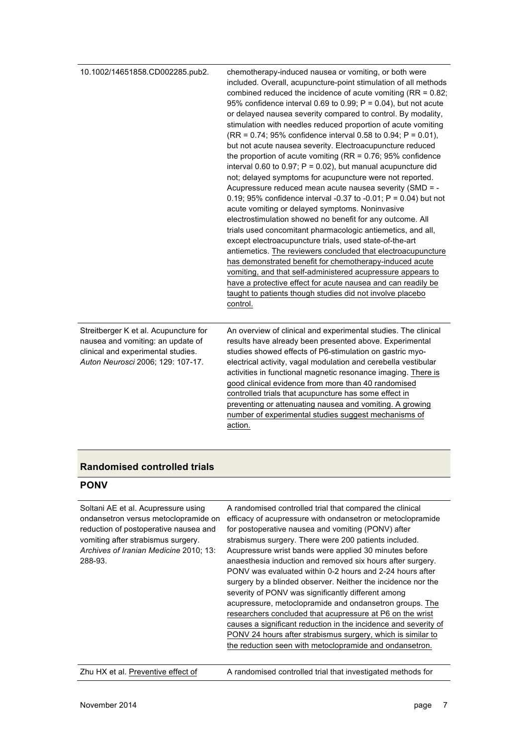| | |
|---|---|
| 10.1002/14651858.CD002285.pub2. | chemotherapy-induced nausea or vomiting, or both were included. Overall, acupuncture-point stimulation of all methods combined reduced the incidence of acute vomiting (RR = 0.82; 95% confidence interval 0.69 to 0.99; P = 0.04), but not acute or delayed nausea severity compared to control. By modality, stimulation with needles reduced proportion of acute vomiting (RR = 0.74; 95% confidence interval 0.58 to 0.94; P = 0.01), but not acute nausea severity. Electroacupuncture reduced the proportion of acute vomiting (RR = 0.76; 95% confidence interval 0.60 to 0.97; P = 0.02), but manual acupuncture did not; delayed symptoms for acupuncture were not reported. Acupressure reduced mean acute nausea severity (SMD = -0.19; 95% confidence interval -0.37 to -0.01; P = 0.04) but not acute vomiting or delayed symptoms. Noninvasive electrostimulation showed no benefit for any outcome. All trials used concomitant pharmacologic antiemetics, and all, except electroacupuncture trials, used state-of-the-art antiemetics. The reviewers concluded that electroacupuncture has demonstrated benefit for chemotherapy-induced acute vomiting, and that self-administered acupressure appears to have a protective effect for acute nausea and can readily be taught to patients though studies did not involve placebo control. |
| Streitberger K et al. Acupuncture for nausea and vomiting: an update of clinical and experimental studies. *Auton Neurosci* 2006; 129: 107-17. | An overview of clinical and experimental studies. The clinical results have already been presented above. Experimental studies showed effects of P6-stimulation on gastric myo-electrical activity, vagal modulation and cerebella vestibular activities in functional magnetic resonance imaging. There is good clinical evidence from more than 40 randomised controlled trials that acupuncture has some effect in preventing or attenuating nausea and vomiting. A growing number of experimental studies suggest mechanisms of action. |

## Randomised controlled trials

### PONV

| | |
|---|---|
| Soltani AE et al. Acupressure using ondansetron versus metoclopramide on reduction of postoperative nausea and vomiting after strabismus surgery. *Archives of Iranian Medicine* 2010; 13: 288-93. | A randomised controlled trial that compared the clinical efficacy of acupressure with ondansetron or metoclopramide for postoperative nausea and vomiting (PONV) after strabismus surgery. There were 200 patients included. Acupressure wrist bands were applied 30 minutes before anaesthesia induction and removed six hours after surgery. PONV was evaluated within 0-2 hours and 2-24 hours after surgery by a blinded observer. Neither the incidence nor the severity of PONV was significantly different among acupressure, metoclopramide and ondansetron groups. The researchers concluded that acupressure at P6 on the wrist causes a significant reduction in the incidence and severity of PONV 24 hours after strabismus surgery, which is similar to the reduction seen with metoclopramide and ondansetron. |
| Zhu HX et al. Preventive effect of | A randomised controlled trial that investigated methods for |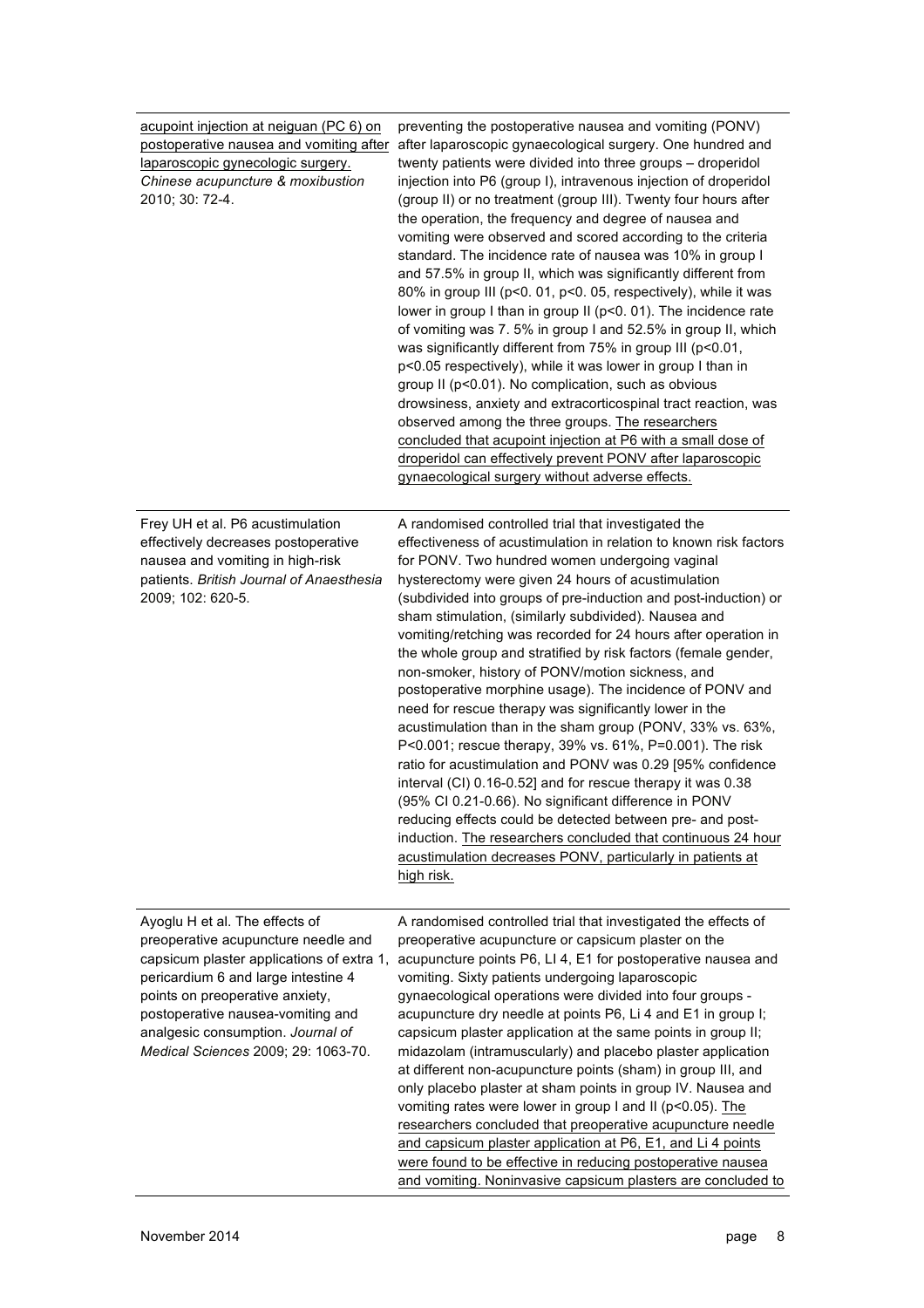| | |
|---|---|
| acupoint injection at neiguan (PC 6) on postoperative nausea and vomiting after laparoscopic gynecologic surgery. *Chinese acupuncture & moxibustion* 2010; 30: 72-4. | preventing the postoperative nausea and vomiting (PONV) after laparoscopic gynaecological surgery. One hundred and twenty patients were divided into three groups – droperidol injection into P6 (group I), intravenous injection of droperidol (group II) or no treatment (group III). Twenty four hours after the operation, the frequency and degree of nausea and vomiting were observed and scored according to the criteria standard. The incidence rate of nausea was 10% in group I and 57.5% in group II, which was significantly different from 80% in group III ($p<0.01$, $p<0.05$, respectively), while it was lower in group I than in group II ($p<0.01$). The incidence rate of vomiting was 7.5% in group I and 52.5% in group II, which was significantly different from 75% in group III ($p<0.01$, $p<0.05$ respectively), while it was lower in group I than in group II ($p<0.01$). No complication, such as obvious drowsiness, anxiety and extracorticospinal tract reaction, was observed among the three groups. The researchers concluded that acupoint injection at P6 with a small dose of droperidol can effectively prevent PONV after laparoscopic gynaecological surgery without adverse effects. |
| Frey UH et al. P6 acustimulation effectively decreases postoperative nausea and vomiting in high-risk patients. *British Journal of Anaesthesia* 2009; 102: 620-5. | A randomised controlled trial that investigated the effectiveness of acustimulation in relation to known risk factors for PONV. Two hundred women undergoing vaginal hysterectomy were given 24 hours of acustimulation (subdivided into groups of pre-induction and post-induction) or sham stimulation, (similarly subdivided). Nausea and vomiting/retching was recorded for 24 hours after operation in the whole group and stratified by risk factors (female gender, non-smoker, history of PONV/motion sickness, and postoperative morphine usage). The incidence of PONV and need for rescue therapy was significantly lower in the acustimulation than in the sham group (PONV, 33% vs. 63%, $P<0.001$; rescue therapy, 39% vs. 61%, $P=0.001$). The risk ratio for acustimulation and PONV was 0.29 [95% confidence interval (CI) 0.16-0.52] and for rescue therapy it was 0.38 (95% CI 0.21-0.66). No significant difference in PONV reducing effects could be detected between pre- and post-induction. The researchers concluded that continuous 24 hour acustimulation decreases PONV, particularly in patients at high risk. |
| Ayoglu H et al. The effects of preoperative acupuncture needle and capsicum plaster applications of extra 1, pericardium 6 and large intestine 4 points on preoperative anxiety, postoperative nausea-vomiting and analgesic consumption. *Journal of Medical Sciences* 2009; 29: 1063-70. | A randomised controlled trial that investigated the effects of preoperative acupuncture or capsicum plaster on the acupuncture points P6, LI 4, E1 for postoperative nausea and vomiting. Sixty patients undergoing laparoscopic gynaecological operations were divided into four groups - acupuncture dry needle at points P6, Li 4 and E1 in group I; capsicum plaster application at the same points in group II; midazolam (intramuscularly) and placebo plaster application at different non-acupuncture points (sham) in group III, and only placebo plaster at sham points in group IV. Nausea and vomiting rates were lower in group I and II ($p<0.05$). The researchers concluded that preoperative acupuncture needle and capsicum plaster application at P6, E1, and Li 4 points were found to be effective in reducing postoperative nausea and vomiting. Noninvasive capsicum plasters are concluded to |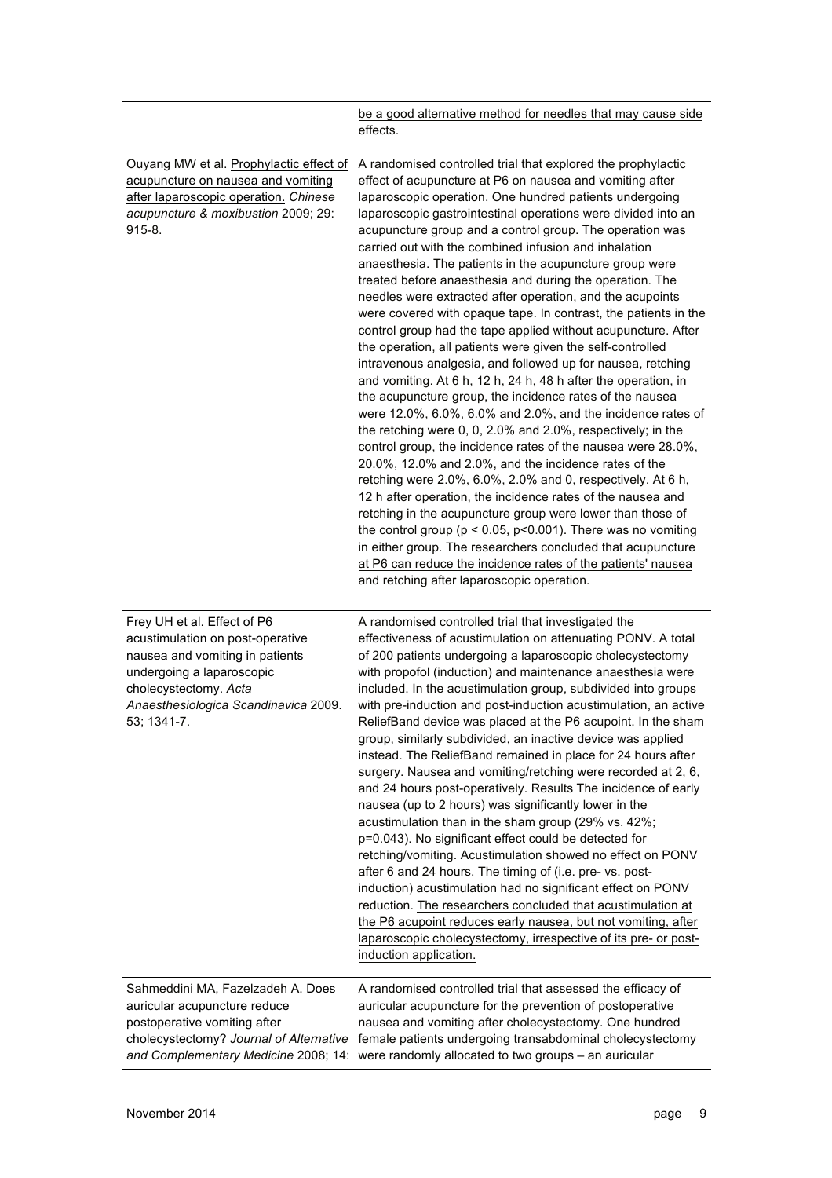| | |
|---|---|
| | <u>be a good alternative method for needles that may cause side effects.</u> |
| Ouyang MW et al. <u>Prophylactic effect of acupuncture on nausea and vomiting after laparoscopic operation.</u> *Chinese acupuncture & moxibustion* 2009; 29: 915-8. | A randomised controlled trial that explored the prophylactic effect of acupuncture at P6 on nausea and vomiting after laparoscopic operation. One hundred patients undergoing laparoscopic gastrointestinal operations were divided into an acupuncture group and a control group. The operation was carried out with the combined infusion and inhalation anaesthesia. The patients in the acupuncture group were treated before anaesthesia and during the operation. The needles were extracted after operation, and the acupoints were covered with opaque tape. In contrast, the patients in the control group had the tape applied without acupuncture. After the operation, all patients were given the self-controlled intravenous analgesia, and followed up for nausea, retching and vomiting. At 6 h, 12 h, 24 h, 48 h after the operation, in the acupuncture group, the incidence rates of the nausea were 12.0%, 6.0%, 6.0% and 2.0%, and the incidence rates of the retching were 0, 0, 2.0% and 2.0%, respectively; in the control group, the incidence rates of the nausea were 28.0%, 20.0%, 12.0% and 2.0%, and the incidence rates of the retching were 2.0%, 6.0%, 2.0% and 0, respectively. At 6 h, 12 h after operation, the incidence rates of the nausea and retching in the acupuncture group were lower than those of the control group ($p < 0.05$, $p<0.001$). There was no vomiting in either group. <u>The researchers concluded that acupuncture at P6 can reduce the incidence rates of the patients' nausea and retching after laparoscopic operation.</u> |
| Frey UH et al. Effect of P6 acustimulation on post-operative nausea and vomiting in patients undergoing a laparoscopic cholecystectomy. *Acta Anaesthesiologica Scandinavica* 2009. 53; 1341-7. | A randomised controlled trial that investigated the effectiveness of acustimulation on attenuating PONV. A total of 200 patients undergoing a laparoscopic cholecystectomy with propofol (induction) and maintenance anaesthesia were included. In the acustimulation group, subdivided into groups with pre-induction and post-induction acustimulation, an active ReliefBand device was placed at the P6 acupoint. In the sham group, similarly subdivided, an inactive device was applied instead. The ReliefBand remained in place for 24 hours after surgery. Nausea and vomiting/retching were recorded at 2, 6, and 24 hours post-operatively. Results The incidence of early nausea (up to 2 hours) was significantly lower in the acustimulation than in the sham group (29% vs. 42%; $p=0.043$). No significant effect could be detected for retching/vomiting. Acustimulation showed no effect on PONV after 6 and 24 hours. The timing of (i.e. pre- vs. post-induction) acustimulation had no significant effect on PONV reduction. <u>The researchers concluded that acustimulation at the P6 acupoint reduces early nausea, but not vomiting, after laparoscopic cholecystectomy, irrespective of its pre- or post-induction application.</u> |
| Sahmeddini MA, Fazelzadeh A. Does auricular acupuncture reduce postoperative vomiting after cholecystectomy? *Journal of Alternative and Complementary Medicine* 2008; 14: | A randomised controlled trial that assessed the efficacy of auricular acupuncture for the prevention of postoperative nausea and vomiting after cholecystectomy. One hundred female patients undergoing transabdominal cholecystectomy were randomly allocated to two groups – an auricular |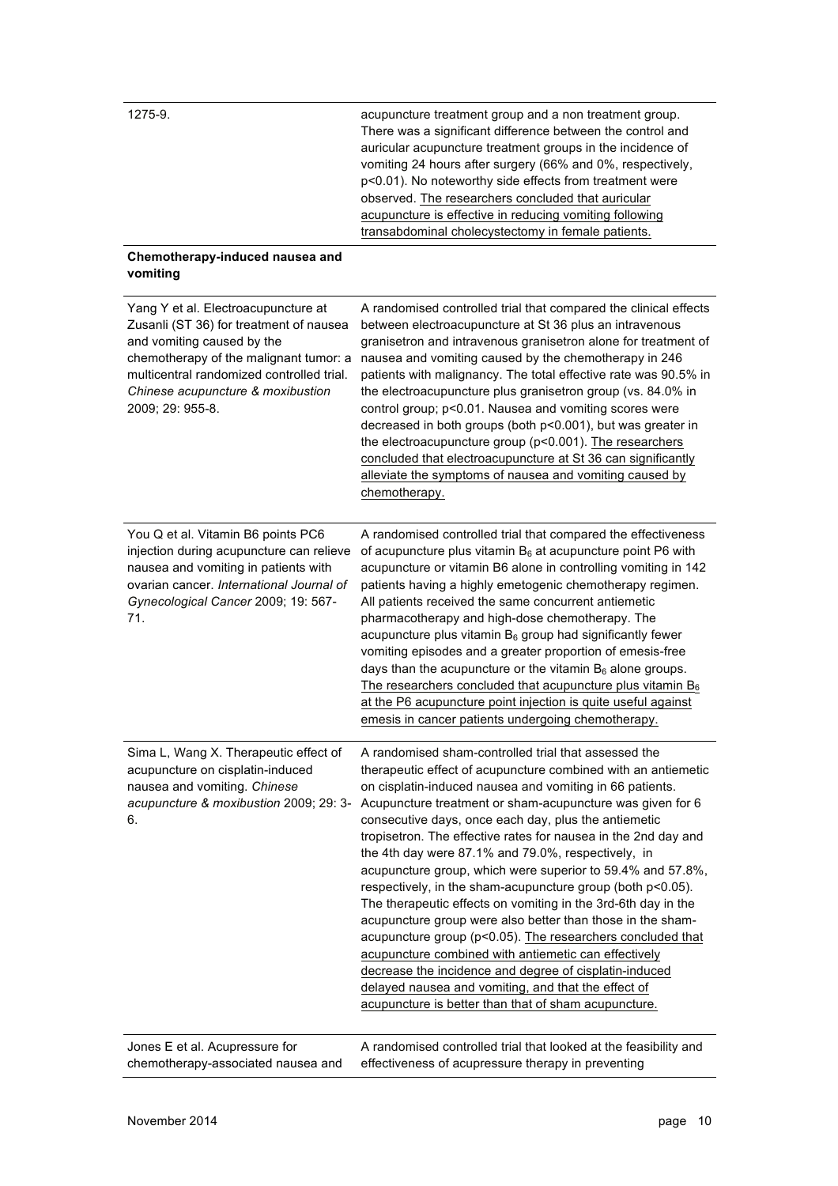| | |
|---|---|
| 1275-9. | acupuncture treatment group and a non treatment group. There was a significant difference between the control and auricular acupuncture treatment groups in the incidence of vomiting 24 hours after surgery (66% and 0%, respectively, $p<0.01$). No noteworthy side effects from treatment were observed. <u>The researchers concluded that auricular acupuncture is effective in reducing vomiting following transabdominal cholecystectomy in female patients.</u> |
| **Chemotherapy-induced nausea and vomiting** | |
| Yang Y et al. Electroacupuncture at Zusanli (ST 36) for treatment of nausea and vomiting caused by the chemotherapy of the malignant tumor: a multicentral randomized controlled trial. *Chinese acupuncture & moxibustion* 2009; 29: 955-8. | A randomised controlled trial that compared the clinical effects between electroacupuncture at St 36 plus an intravenous granisetron and intravenous granisetron alone for treatment of nausea and vomiting caused by the chemotherapy in 246 patients with malignancy. The total effective rate was 90.5% in the electroacupuncture plus granisetron group (vs. 84.0% in control group; $p<0.01$. Nausea and vomiting scores were decreased in both groups (both $p<0.001$), but was greater in the electroacupuncture group ($p<0.001$). <u>The researchers concluded that electroacupuncture at St 36 can significantly alleviate the symptoms of nausea and vomiting caused by chemotherapy.</u> |
| You Q et al. Vitamin B6 points PC6 injection during acupuncture can relieve nausea and vomiting in patients with ovarian cancer. *International Journal of Gynecological Cancer* 2009; 19: 567-71. | A randomised controlled trial that compared the effectiveness of acupuncture plus vitamin $B_6$ at acupuncture point P6 with acupuncture or vitamin B6 alone in controlling vomiting in 142 patients having a highly emetogenic chemotherapy regimen. All patients received the same concurrent antiemetic pharmacotherapy and high-dose chemotherapy. The acupuncture plus vitamin $B_6$ group had significantly fewer vomiting episodes and a greater proportion of emesis-free days than the acupuncture or the vitamin $B_6$ alone groups. <u>The researchers concluded that acupuncture plus vitamin $B_6$ at the P6 acupuncture point injection is quite useful against emesis in cancer patients undergoing chemotherapy.</u> |
| Sima L, Wang X. Therapeutic effect of acupuncture on cisplatin-induced nausea and vomiting. *Chinese acupuncture & moxibustion* 2009; 29: 3-6. | A randomised sham-controlled trial that assessed the therapeutic effect of acupuncture combined with an antiemetic on cisplatin-induced nausea and vomiting in 66 patients. Acupuncture treatment or sham-acupuncture was given for 6 consecutive days, once each day, plus the antiemetic tropisetron. The effective rates for nausea in the 2nd day and the 4th day were 87.1% and 79.0%, respectively, in acupuncture group, which were superior to 59.4% and 57.8%, respectively, in the sham-acupuncture group (both $p<0.05$). The therapeutic effects on vomiting in the 3rd-6th day in the acupuncture group were also better than those in the sham-acupuncture group ($p<0.05$). <u>The researchers concluded that acupuncture combined with antiemetic can effectively decrease the incidence and degree of cisplatin-induced delayed nausea and vomiting, and that the effect of acupuncture is better than that of sham acupuncture.</u> |
| Jones E et al. Acupressure for chemotherapy-associated nausea and | A randomised controlled trial that looked at the feasibility and effectiveness of acupressure therapy in preventing |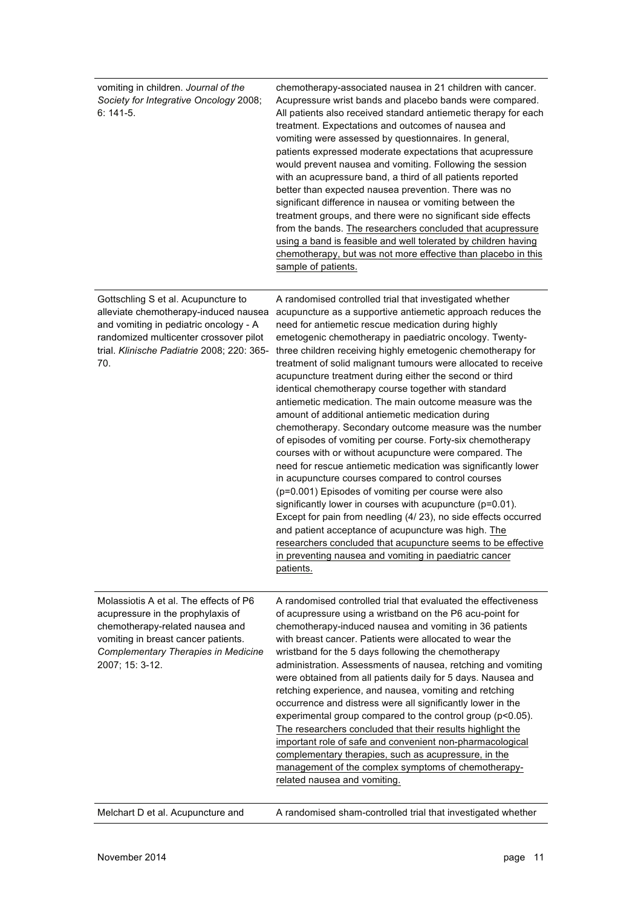| | |
|---|---|
| vomiting in children. *Journal of the Society for Integrative Oncology* 2008; 6: 141-5. | chemotherapy-associated nausea in 21 children with cancer. Acupressure wrist bands and placebo bands were compared. All patients also received standard antiemetic therapy for each treatment. Expectations and outcomes of nausea and vomiting were assessed by questionnaires. In general, patients expressed moderate expectations that acupressure would prevent nausea and vomiting. Following the session with an acupressure band, a third of all patients reported better than expected nausea prevention. There was no significant difference in nausea or vomiting between the treatment groups, and there were no significant side effects from the bands. <u>The researchers concluded that acupressure using a band is feasible and well tolerated by children having chemotherapy, but was not more effective than placebo in this sample of patients.</u> |
| Gottschling S et al. Acupuncture to alleviate chemotherapy-induced nausea and vomiting in pediatric oncology - A randomized multicenter crossover pilot trial. *Klinische Padiatrie* 2008; 220: 365-70. | A randomised controlled trial that investigated whether acupuncture as a supportive antiemetic approach reduces the need for antiemetic rescue medication during highly emetogenic chemotherapy in paediatric oncology. Twenty-three children receiving highly emetogenic chemotherapy for treatment of solid malignant tumours were allocated to receive acupuncture treatment during either the second or third identical chemotherapy course together with standard antiemetic medication. The main outcome measure was the amount of additional antiemetic medication during chemotherapy. Secondary outcome measure was the number of episodes of vomiting per course. Forty-six chemotherapy courses with or without acupuncture were compared. The need for rescue antiemetic medication was significantly lower in acupuncture courses compared to control courses ($p=0.001$) Episodes of vomiting per course were also significantly lower in courses with acupuncture ($p=0.01$). Except for pain from needling (4/ 23), no side effects occurred and patient acceptance of acupuncture was high. <u>The researchers concluded that acupuncture seems to be effective in preventing nausea and vomiting in paediatric cancer patients.</u> |
| Molassiotis A et al. The effects of P6 acupressure in the prophylaxis of chemotherapy-related nausea and vomiting in breast cancer patients. *Complementary Therapies in Medicine* 2007; 15: 3-12. | A randomised controlled trial that evaluated the effectiveness of acupressure using a wristband on the P6 acu-point for chemotherapy-induced nausea and vomiting in 36 patients with breast cancer. Patients were allocated to wear the wristband for the 5 days following the chemotherapy administration. Assessments of nausea, retching and vomiting were obtained from all patients daily for 5 days. Nausea and retching experience, and nausea, vomiting and retching occurrence and distress were all significantly lower in the experimental group compared to the control group ($p<0.05$). <u>The researchers concluded that their results highlight the important role of safe and convenient non-pharmacological complementary therapies, such as acupressure, in the management of the complex symptoms of chemotherapy-related nausea and vomiting.</u> |
| Melchart D et al. Acupuncture and | A randomised sham-controlled trial that investigated whether |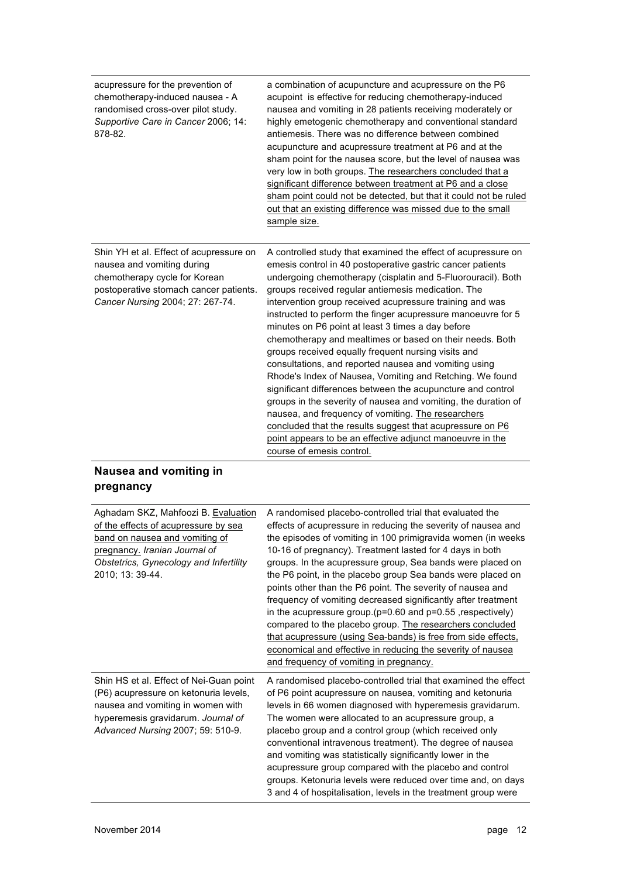| | |
|---|---|
| acupressure for the prevention of chemotherapy-induced nausea - A randomised cross-over pilot study. *Supportive Care in Cancer* 2006; 14: 878-82. | a combination of acupuncture and acupressure on the P6 acupoint is effective for reducing chemotherapy-induced nausea and vomiting in 28 patients receiving moderately or highly emetogenic chemotherapy and conventional standard antiemesis. There was no difference between combined acupuncture and acupressure treatment at P6 and at the sham point for the nausea score, but the level of nausea was very low in both groups. <u>The researchers concluded that a significant difference between treatment at P6 and a close sham point could not be detected, but that it could not be ruled out that an existing difference was missed due to the small sample size.</u> |
| Shin YH et al. Effect of acupressure on nausea and vomiting during chemotherapy cycle for Korean postoperative stomach cancer patients. *Cancer Nursing* 2004; 27: 267-74. | A controlled study that examined the effect of acupressure on emesis control in 40 postoperative gastric cancer patients undergoing chemotherapy (cisplatin and 5-Fluorouracil). Both groups received regular antiemesis medication. The intervention group received acupressure training and was instructed to perform the finger acupressure manoeuvre for 5 minutes on P6 point at least 3 times a day before chemotherapy and mealtimes or based on their needs. Both groups received equally frequent nursing visits and consultations, and reported nausea and vomiting using Rhode's Index of Nausea, Vomiting and Retching. We found significant differences between the acupuncture and control groups in the severity of nausea and vomiting, the duration of nausea, and frequency of vomiting. <u>The researchers concluded that the results suggest that acupressure on P6 point appears to be an effective adjunct manoeuvre in the course of emesis control.</u> |

## Nausea and vomiting in pregnancy

| | |
|---|---|
| Aghadam SKZ, Mahfoozi B. <u>Evaluation of the effects of acupressure by sea band on nausea and vomiting of pregnancy.</u> *Iranian Journal of Obstetrics, Gynecology and Infertility* 2010; 13: 39-44. | A randomised placebo-controlled trial that evaluated the effects of acupressure in reducing the severity of nausea and the episodes of vomiting in 100 primigravida women (in weeks 10-16 of pregnancy). Treatment lasted for 4 days in both groups. In the acupressure group, Sea bands were placed on the P6 point, in the placebo group Sea bands were placed on points other than the P6 point. The severity of nausea and frequency of vomiting decreased significantly after treatment in the acupressure group.($p=0.60$ and $p=0.55$ ,respectively) compared to the placebo group. <u>The researchers concluded that acupressure (using Sea-bands) is free from side effects, economical and effective in reducing the severity of nausea and frequency of vomiting in pregnancy.</u> |
| Shin HS et al. Effect of Nei-Guan point (P6) acupressure on ketonuria levels, nausea and vomiting in women with hyperemesis gravidarum. *Journal of Advanced Nursing* 2007; 59: 510-9. | A randomised placebo-controlled trial that examined the effect of P6 point acupressure on nausea, vomiting and ketonuria levels in 66 women diagnosed with hyperemesis gravidarum. The women were allocated to an acupressure group, a placebo group and a control group (which received only conventional intravenous treatment). The degree of nausea and vomiting was statistically significantly lower in the acupressure group compared with the placebo and control groups. Ketonuria levels were reduced over time and, on days 3 and 4 of hospitalisation, levels in the treatment group were |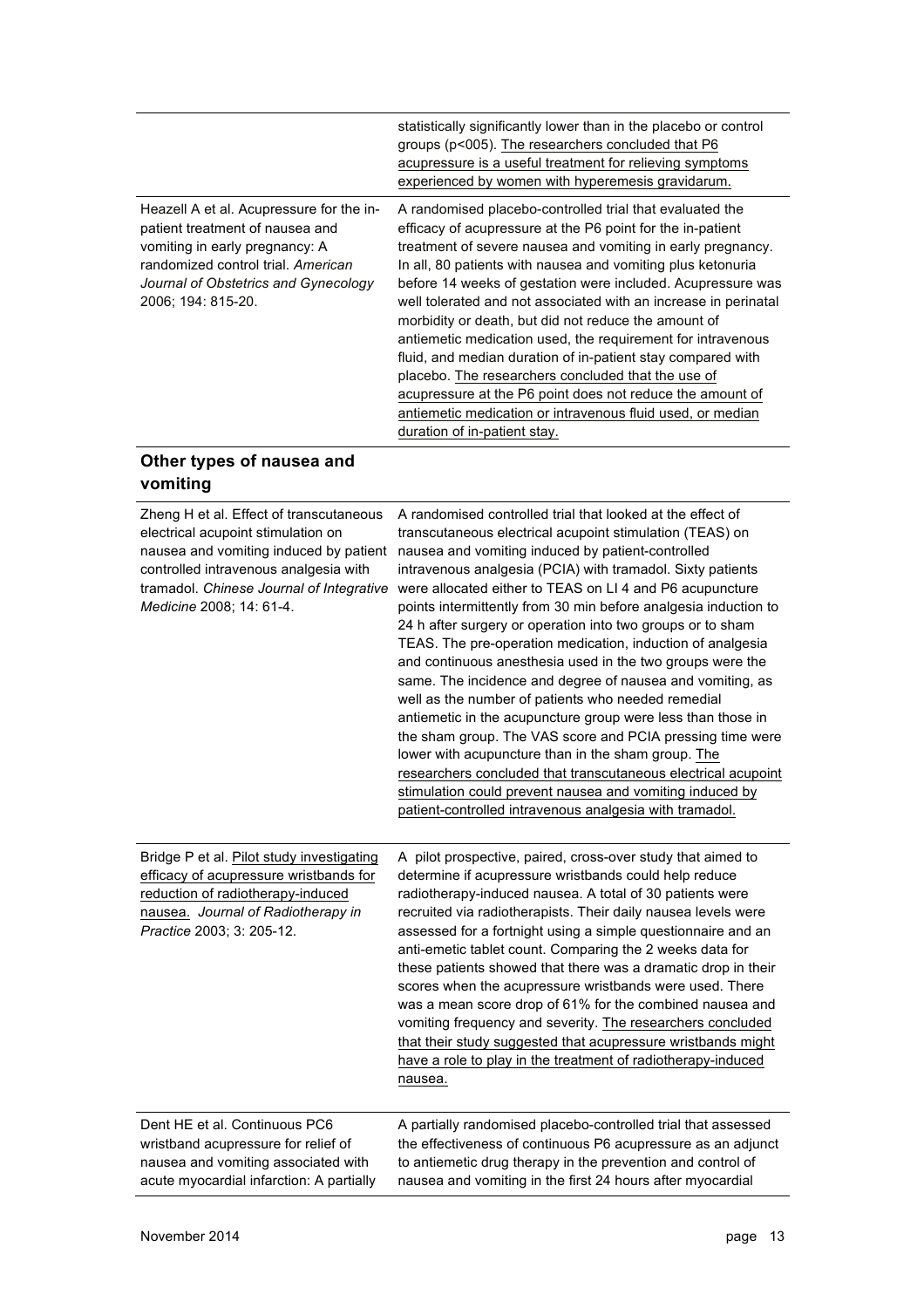| | |
|---|---|
| | statistically significantly lower than in the placebo or control groups (p<005). The researchers concluded that P6 acupressure is a useful treatment for relieving symptoms experienced by women with hyperemesis gravidarum. |
| Heazell A et al. Acupressure for the in-patient treatment of nausea and vomiting in early pregnancy: A randomized control trial. *American Journal of Obstetrics and Gynecology* 2006; 194: 815-20. | A randomised placebo-controlled trial that evaluated the efficacy of acupressure at the P6 point for the in-patient treatment of severe nausea and vomiting in early pregnancy. In all, 80 patients with nausea and vomiting plus ketonuria before 14 weeks of gestation were included. Acupressure was well tolerated and not associated with an increase in perinatal morbidity or death, but did not reduce the amount of antiemetic medication used, the requirement for intravenous fluid, and median duration of in-patient stay compared with placebo. The researchers concluded that the use of acupressure at the P6 point does not reduce the amount of antiemetic medication or intravenous fluid used, or median duration of in-patient stay. |

## Other types of nausea and vomiting

| | |
|---|---|
| Zheng H et al. Effect of transcutaneous electrical acupoint stimulation on nausea and vomiting induced by patient controlled intravenous analgesia with tramadol. *Chinese Journal of Integrative Medicine* 2008; 14: 61-4. | A randomised controlled trial that looked at the effect of transcutaneous electrical acupoint stimulation (TEAS) on nausea and vomiting induced by patient-controlled intravenous analgesia (PCIA) with tramadol. Sixty patients were allocated either to TEAS on LI 4 and P6 acupuncture points intermittently from 30 min before analgesia induction to 24 h after surgery or operation into two groups or to sham TEAS. The pre-operation medication, induction of analgesia and continuous anesthesia used in the two groups were the same. The incidence and degree of nausea and vomiting, as well as the number of patients who needed remedial antiemetic in the acupuncture group were less than those in the sham group. The VAS score and PCIA pressing time were lower with acupuncture than in the sham group. The researchers concluded that transcutaneous electrical acupoint stimulation could prevent nausea and vomiting induced by patient-controlled intravenous analgesia with tramadol. |
| Bridge P et al. Pilot study investigating efficacy of acupressure wristbands for reduction of radiotherapy-induced nausea. *Journal of Radiotherapy in Practice* 2003; 3: 205-12. | A pilot prospective, paired, cross-over study that aimed to determine if acupressure wristbands could help reduce radiotherapy-induced nausea. A total of 30 patients were recruited via radiotherapists. Their daily nausea levels were assessed for a fortnight using a simple questionnaire and an anti-emetic tablet count. Comparing the 2 weeks data for these patients showed that there was a dramatic drop in their scores when the acupressure wristbands were used. There was a mean score drop of 61% for the combined nausea and vomiting frequency and severity. The researchers concluded that their study suggested that acupressure wristbands might have a role to play in the treatment of radiotherapy-induced nausea. |
| Dent HE et al. Continuous PC6 wristband acupressure for relief of nausea and vomiting associated with acute myocardial infarction: A partially | A partially randomised placebo-controlled trial that assessed the effectiveness of continuous P6 acupressure as an adjunct to antiemetic drug therapy in the prevention and control of nausea and vomiting in the first 24 hours after myocardial |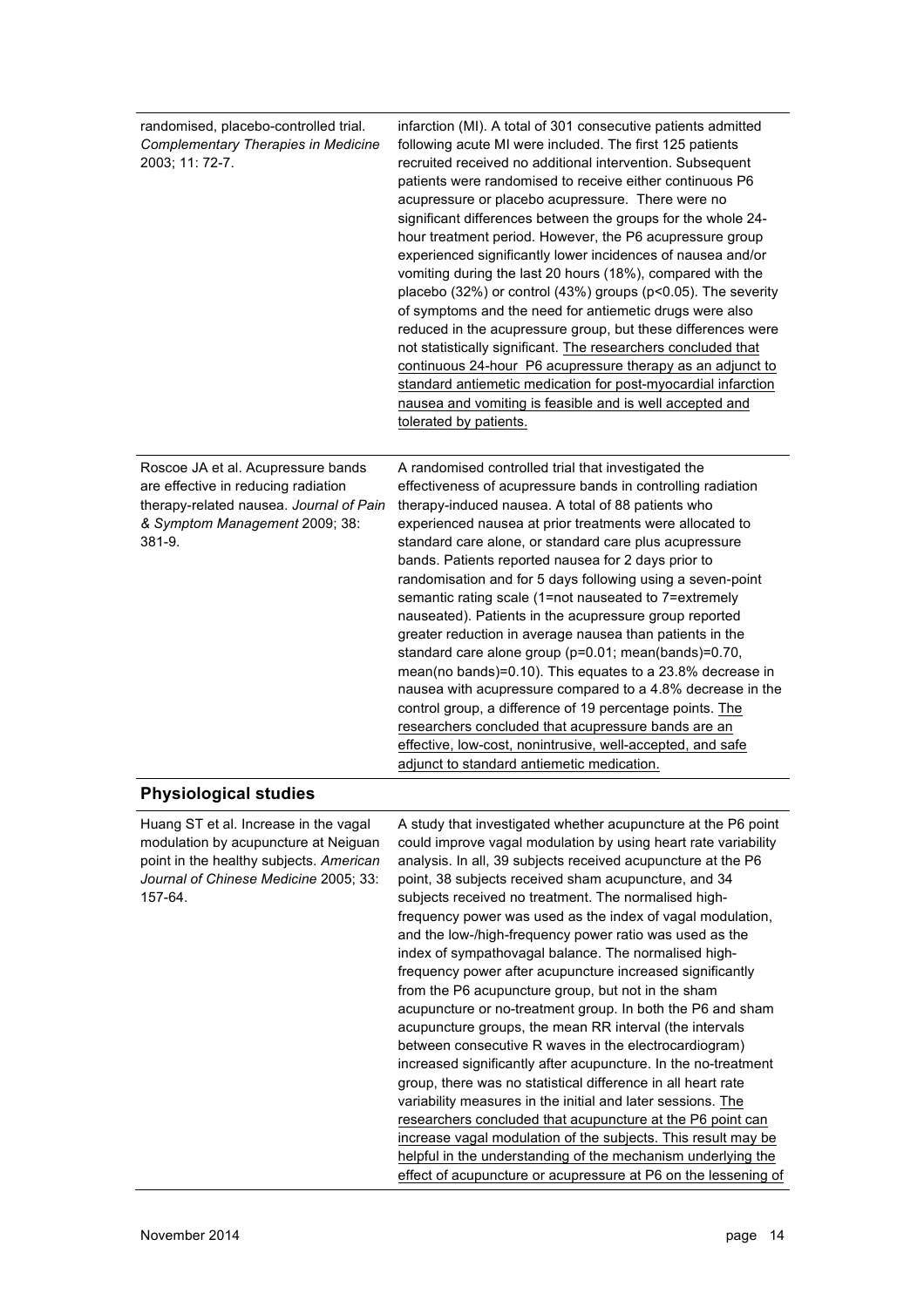| | |
|---|---|
| randomised, placebo-controlled trial. *Complementary Therapies in Medicine* 2003; 11: 72-7. | infarction (MI). A total of 301 consecutive patients admitted following acute MI were included. The first 125 patients recruited received no additional intervention. Subsequent patients were randomised to receive either continuous P6 acupressure or placebo acupressure. There were no significant differences between the groups for the whole 24-hour treatment period. However, the P6 acupressure group experienced significantly lower incidences of nausea and/or vomiting during the last 20 hours (18%), compared with the placebo (32%) or control (43%) groups ($p<0.05$). The severity of symptoms and the need for antiemetic drugs were also reduced in the acupressure group, but these differences were not statistically significant. <u>The researchers concluded that continuous 24-hour P6 acupressure therapy as an adjunct to standard antiemetic medication for post-myocardial infarction nausea and vomiting is feasible and is well accepted and tolerated by patients.</u> |
| Roscoe JA et al. Acupressure bands are effective in reducing radiation therapy-related nausea. *Journal of Pain & Symptom Management* 2009; 38: 381-9. | A randomised controlled trial that investigated the effectiveness of acupressure bands in controlling radiation therapy-induced nausea. A total of 88 patients who experienced nausea at prior treatments were allocated to standard care alone, or standard care plus acupressure bands. Patients reported nausea for 2 days prior to randomisation and for 5 days following using a seven-point semantic rating scale (1=not nauseated to 7=extremely nauseated). Patients in the acupressure group reported greater reduction in average nausea than patients in the standard care alone group ($p=0.01$; mean(bands)=0.70, mean(no bands)=0.10). This equates to a 23.8% decrease in nausea with acupressure compared to a 4.8% decrease in the control group, a difference of 19 percentage points. <u>The researchers concluded that acupressure bands are an effective, low-cost, nonintrusive, well-accepted, and safe adjunct to standard antiemetic medication.</u> |

## Physiological studies

| | |
|---|---|
| Huang ST et al. Increase in the vagal modulation by acupuncture at Neiguan point in the healthy subjects. *American Journal of Chinese Medicine* 2005; 33: 157-64. | A study that investigated whether acupuncture at the P6 point could improve vagal modulation by using heart rate variability analysis. In all, 39 subjects received acupuncture at the P6 point, 38 subjects received sham acupuncture, and 34 subjects received no treatment. The normalised high-frequency power was used as the index of vagal modulation, and the low-/high-frequency power ratio was used as the index of sympathovagal balance. The normalised high-frequency power after acupuncture increased significantly from the P6 acupuncture group, but not in the sham acupuncture or no-treatment group. In both the P6 and sham acupuncture groups, the mean RR interval (the intervals between consecutive R waves in the electrocardiogram) increased significantly after acupuncture. In the no-treatment group, there was no statistical difference in all heart rate variability measures in the initial and later sessions. <u>The researchers concluded that acupuncture at the P6 point can increase vagal modulation of the subjects. This result may be helpful in the understanding of the mechanism underlying the effect of acupuncture or acupressure at P6 on the lessening of</u> |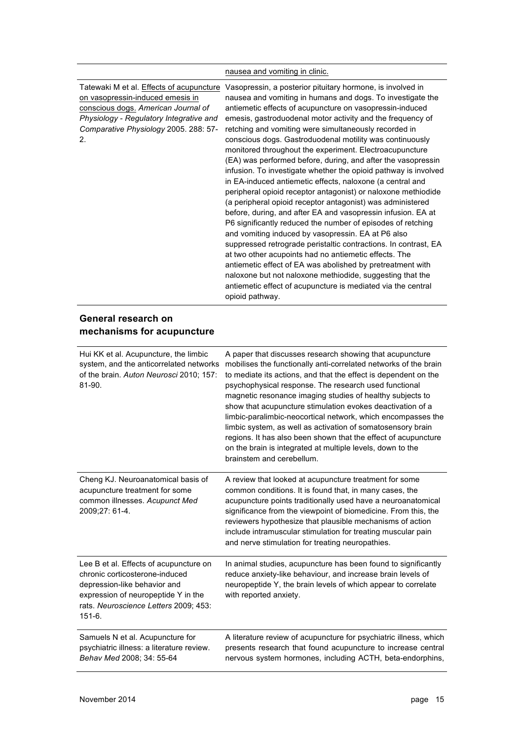| | |
|---|---|
| | nausea and vomiting in clinic. |
| Tatewaki M et al. Effects of acupuncture on vasopressin-induced emesis in conscious dogs. *American Journal of Physiology - Regulatory Integrative and Comparative Physiology* 2005. 288: 57-2. | Vasopressin, a posterior pituitary hormone, is involved in nausea and vomiting in humans and dogs. To investigate the antiemetic effects of acupuncture on vasopressin-induced emesis, gastroduodenal motor activity and the frequency of retching and vomiting were simultaneously recorded in conscious dogs. Gastroduodenal motility was continuously monitored throughout the experiment. Electroacupuncture (EA) was performed before, during, and after the vasopressin infusion. To investigate whether the opioid pathway is involved in EA-induced antiemetic effects, naloxone (a central and peripheral opioid receptor antagonist) or naloxone methiodide (a peripheral opioid receptor antagonist) was administered before, during, and after EA and vasopressin infusion. EA at P6 significantly reduced the number of episodes of retching and vomiting induced by vasopressin. EA at P6 also suppressed retrograde peristaltic contractions. In contrast, EA at two other acupoints had no antiemetic effects. The antiemetic effect of EA was abolished by pretreatment with naloxone but not naloxone methiodide, suggesting that the antiemetic effect of acupuncture is mediated via the central opioid pathway. |

## General research on mechanisms for acupuncture

| | |
|---|---|
| Hui KK et al. Acupuncture, the limbic system, and the anticorrelated networks of the brain. *Auton Neurosci* 2010; 157: 81-90. | A paper that discusses research showing that acupuncture mobilises the functionally anti-correlated networks of the brain to mediate its actions, and that the effect is dependent on the psychophysical response. The research used functional magnetic resonance imaging studies of healthy subjects to show that acupuncture stimulation evokes deactivation of a limbic-paralimbic-neocortical network, which encompasses the limbic system, as well as activation of somatosensory brain regions. It has also been shown that the effect of acupuncture on the brain is integrated at multiple levels, down to the brainstem and cerebellum. |
| Cheng KJ. Neuroanatomical basis of acupuncture treatment for some common illnesses. *Acupunct Med* 2009;27: 61-4. | A review that looked at acupuncture treatment for some common conditions. It is found that, in many cases, the acupuncture points traditionally used have a neuroanatomical significance from the viewpoint of biomedicine. From this, the reviewers hypothesize that plausible mechanisms of action include intramuscular stimulation for treating muscular pain and nerve stimulation for treating neuropathies. |
| Lee B et al. Effects of acupuncture on chronic corticosterone-induced depression-like behavior and expression of neuropeptide Y in the rats. *Neuroscience Letters* 2009; 453: 151-6. | In animal studies, acupuncture has been found to significantly reduce anxiety-like behaviour, and increase brain levels of neuropeptide Y, the brain levels of which appear to correlate with reported anxiety. |
| Samuels N et al. Acupuncture for psychiatric illness: a literature review. *Behav Med* 2008; 34: 55-64 | A literature review of acupuncture for psychiatric illness, which presents research that found acupuncture to increase central nervous system hormones, including ACTH, beta-endorphins, |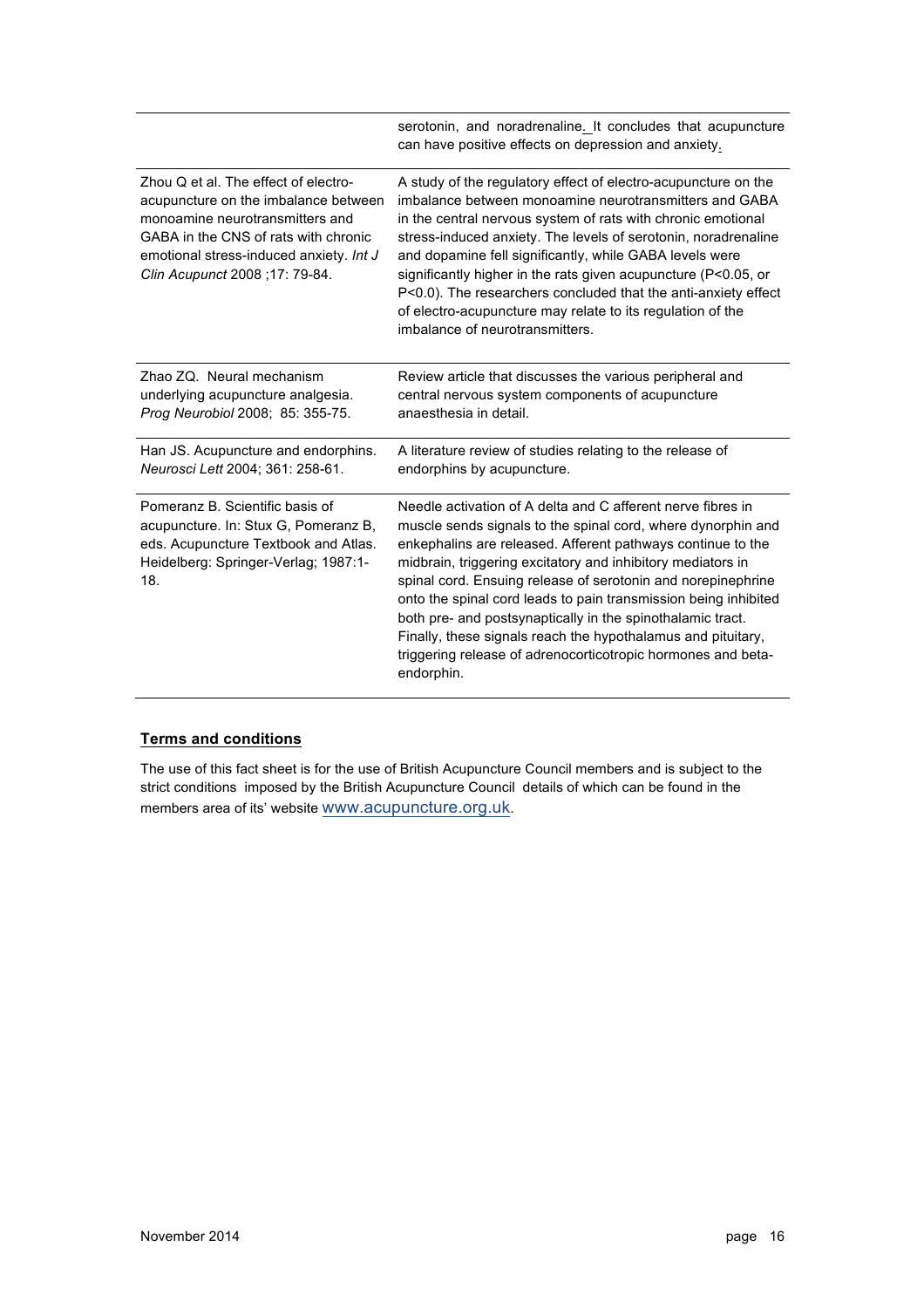| | |
|---|---|
| | serotonin, and noradrenaline. It concludes that acupuncture can have positive effects on depression and anxiety. |
| Zhou Q et al. The effect of electro-acupuncture on the imbalance between monoamine neurotransmitters and GABA in the CNS of rats with chronic emotional stress-induced anxiety. *Int J Clin Acupunct* 2008 ;17: 79-84. | A study of the regulatory effect of electro-acupuncture on the imbalance between monoamine neurotransmitters and GABA in the central nervous system of rats with chronic emotional stress-induced anxiety. The levels of serotonin, noradrenaline and dopamine fell significantly, while GABA levels were significantly higher in the rats given acupuncture ($P<0.05$, or $P<0.0$). The researchers concluded that the anti-anxiety effect of electro-acupuncture may relate to its regulation of the imbalance of neurotransmitters. |
| Zhao ZQ. Neural mechanism underlying acupuncture analgesia. *Prog Neurobiol* 2008; 85: 355-75. | Review article that discusses the various peripheral and central nervous system components of acupuncture anaesthesia in detail. |
| Han JS. Acupuncture and endorphins. *Neurosci Lett* 2004; 361: 258-61. | A literature review of studies relating to the release of endorphins by acupuncture. |
| Pomeranz B. Scientific basis of acupuncture. In: Stux G, Pomeranz B, eds. Acupuncture Textbook and Atlas. Heidelberg: Springer-Verlag; 1987:1-18. | Needle activation of A delta and C afferent nerve fibres in muscle sends signals to the spinal cord, where dynorphin and enkephalins are released. Afferent pathways continue to the midbrain, triggering excitatory and inhibitory mediators in spinal cord. Ensuing release of serotonin and norepinephrine onto the spinal cord leads to pain transmission being inhibited both pre- and postsynaptically in the spinothalamic tract. Finally, these signals reach the hypothalamus and pituitary, triggering release of adrenocorticotropic hormones and beta-endorphin. |

## Terms and conditions

The use of this fact sheet is for the use of British Acupuncture Council members and is subject to the strict conditions imposed by the British Acupuncture Council details of which can be found in the members area of its' website www.acupuncture.org.uk.

November 2014